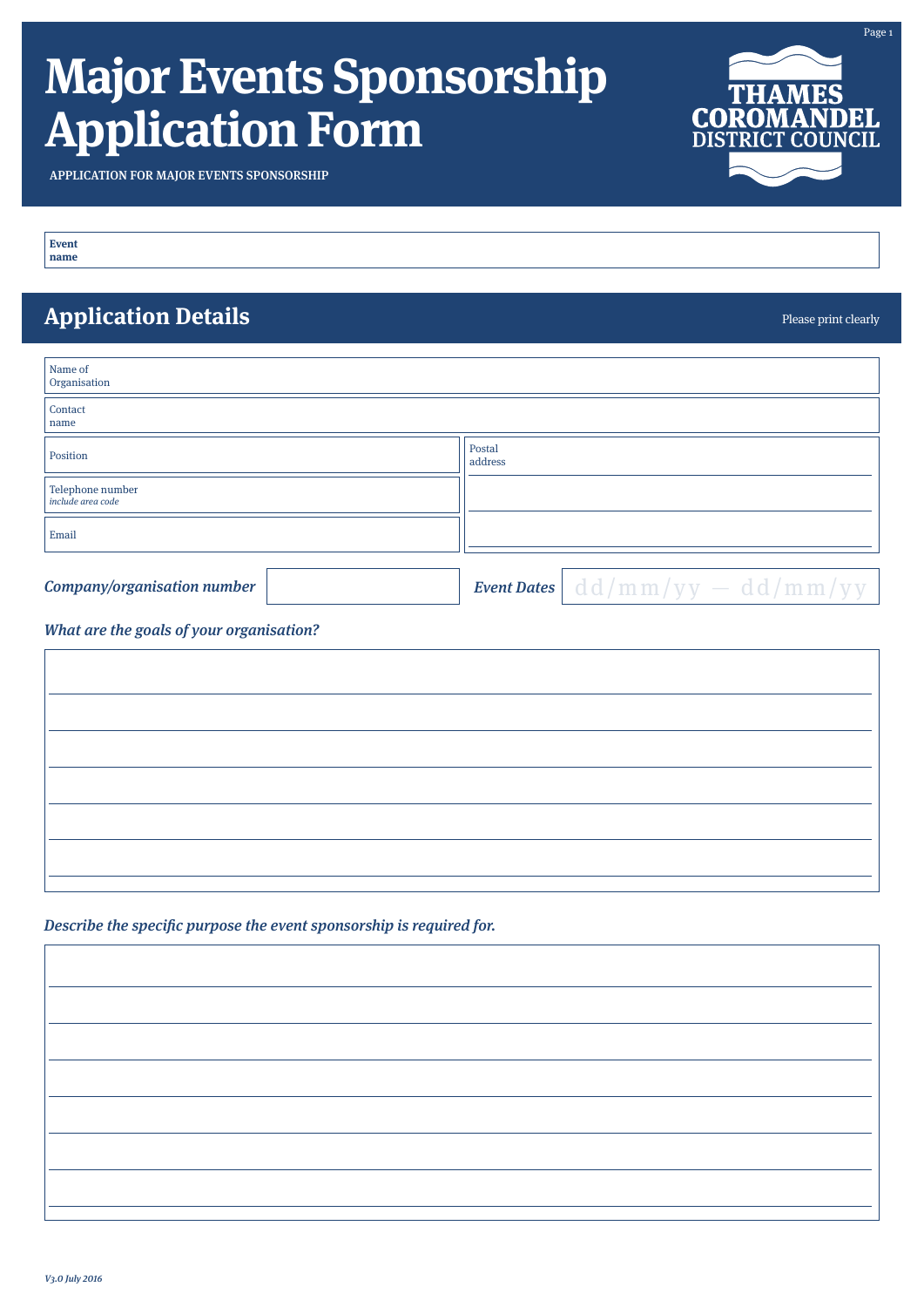# Major Events Sponsorship Application Form

THAMES COROMANDEL DISTRICT COUNCIL

APPLICATION FOR MAJOR EVENTS SPONSORSHIP

**Event name**

## Application Details

Please print clearly

Name of Organisation

Contact name

Position

Telephone number *include area code*

Email

Postal address

***Company/organisation number***

***Event Dates*** dd/mm/yy — dd/mm/yy

***What are the goals of your organisation?***

***Describe the specific purpose the event sponsorship is required for.***

*V3.0 July 2016*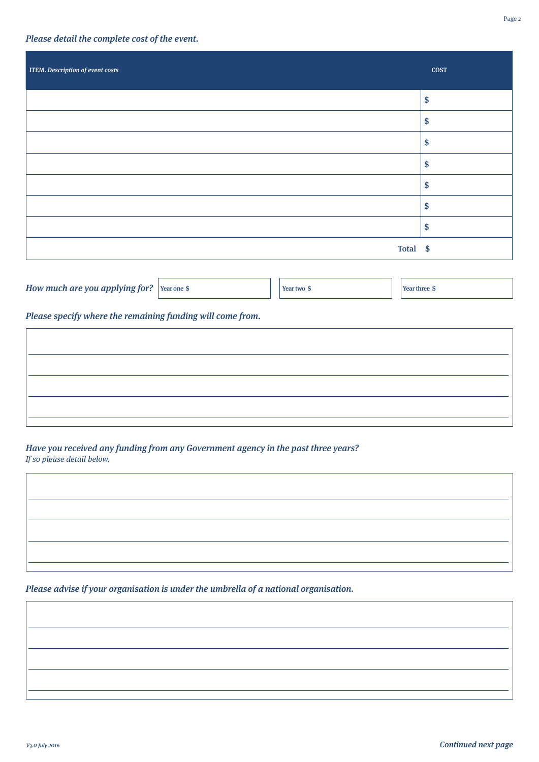*Please detail the complete cost of the event.*

| ITEM. *Description of event costs* | COST |
|---|---|
| | $ |
| | $ |
| | $ |
| | $ |
| | $ |
| | $ |
| | $ |
| Total | $ |

*How much are you applying for?* Year one $ Year two $ Year three $

*Please specify where the remaining funding will come from.*

*Have you received any funding from any Government agency in the past three years?*
*If so please detail below.*

*Please advise if your organisation is under the umbrella of a national organisation.*

V3.0 July 2016

*Continued next page*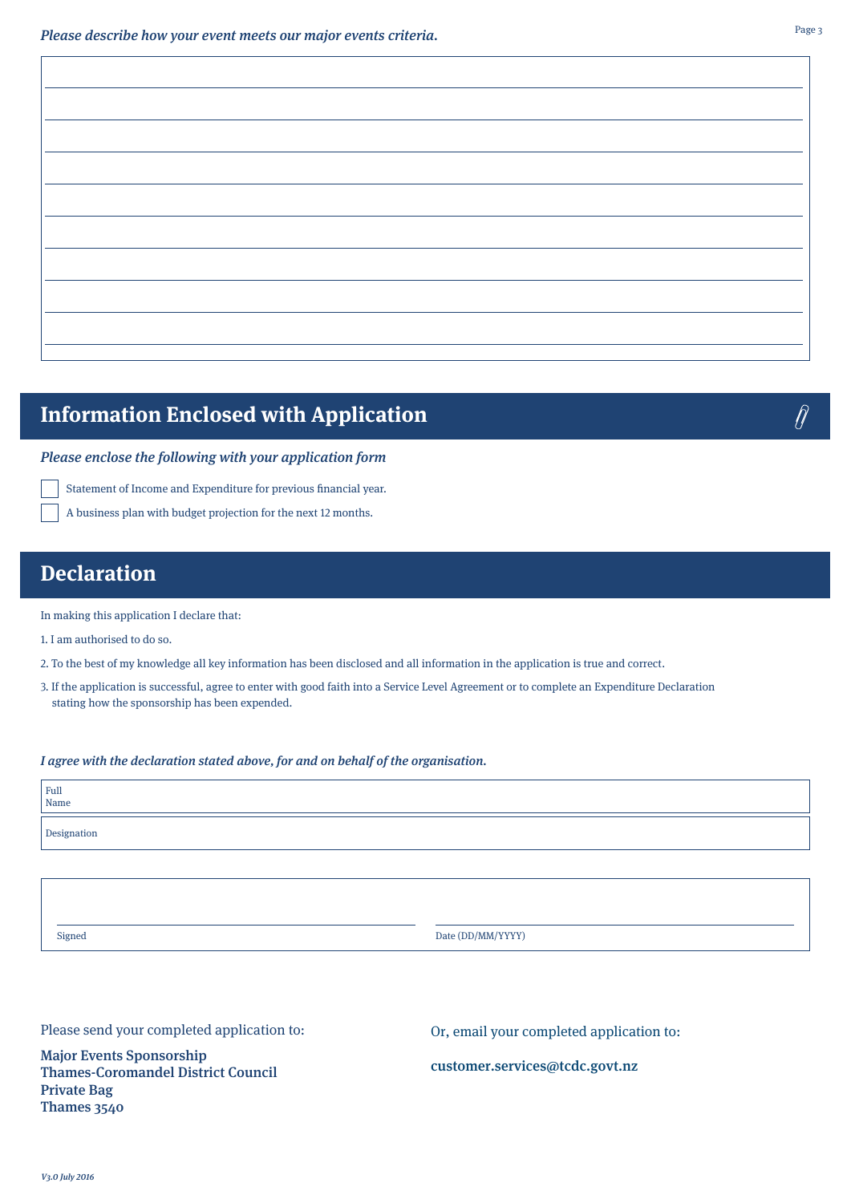*Please describe how your event meets our major events criteria.*

## Information Enclosed with Application

*Please enclose the following with your application form*

- [ ] Statement of Income and Expenditure for previous financial year.
- [ ] A business plan with budget projection for the next 12 months.

## Declaration

In making this application I declare that:

1. I am authorised to do so.
2. To the best of my knowledge all key information has been disclosed and all information in the application is true and correct.
3. If the application is successful, agree to enter with good faith into a Service Level Agreement or to complete an Expenditure Declaration stating how the sponsorship has been expended.

*I agree with the declaration stated above, for and on behalf of the organisation.*

Full Name

Designation

Signed

Date (DD/MM/YYYY)

Please send your completed application to:

**Major Events Sponsorship**
**Thames-Coromandel District Council**
**Private Bag**
**Thames 3540**

Or, email your completed application to:

**customer.services@tcdc.govt.nz**

*V3.0 July 2016*